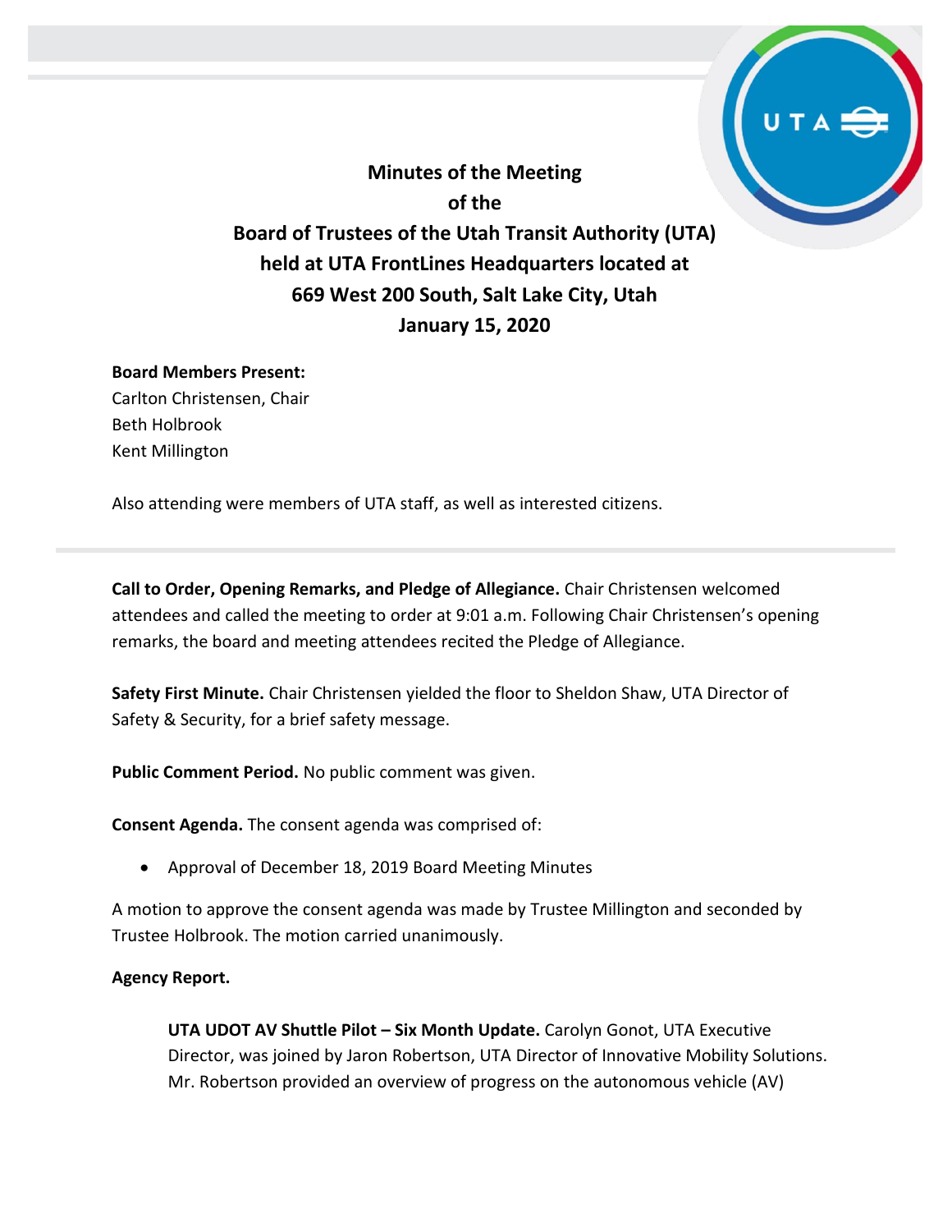**Minutes of the Meeting**
**of the**
**Board of Trustees of the Utah Transit Authority (UTA)**
**held at UTA FrontLines Headquarters located at**
**669 West 200 South, Salt Lake City, Utah**
**January 15, 2020**

**Board Members Present:**
Carlton Christensen, Chair
Beth Holbrook
Kent Millington

Also attending were members of UTA staff, as well as interested citizens.

---

**Call to Order, Opening Remarks, and Pledge of Allegiance.** Chair Christensen welcomed attendees and called the meeting to order at 9:01 a.m. Following Chair Christensen's opening remarks, the board and meeting attendees recited the Pledge of Allegiance.

**Safety First Minute.** Chair Christensen yielded the floor to Sheldon Shaw, UTA Director of Safety & Security, for a brief safety message.

**Public Comment Period.** No public comment was given.

**Consent Agenda.** The consent agenda was comprised of:

- Approval of December 18, 2019 Board Meeting Minutes

A motion to approve the consent agenda was made by Trustee Millington and seconded by Trustee Holbrook. The motion carried unanimously.

**Agency Report.**

> **UTA UDOT AV Shuttle Pilot – Six Month Update.** Carolyn Gonot, UTA Executive Director, was joined by Jaron Robertson, UTA Director of Innovative Mobility Solutions. Mr. Robertson provided an overview of progress on the autonomous vehicle (AV)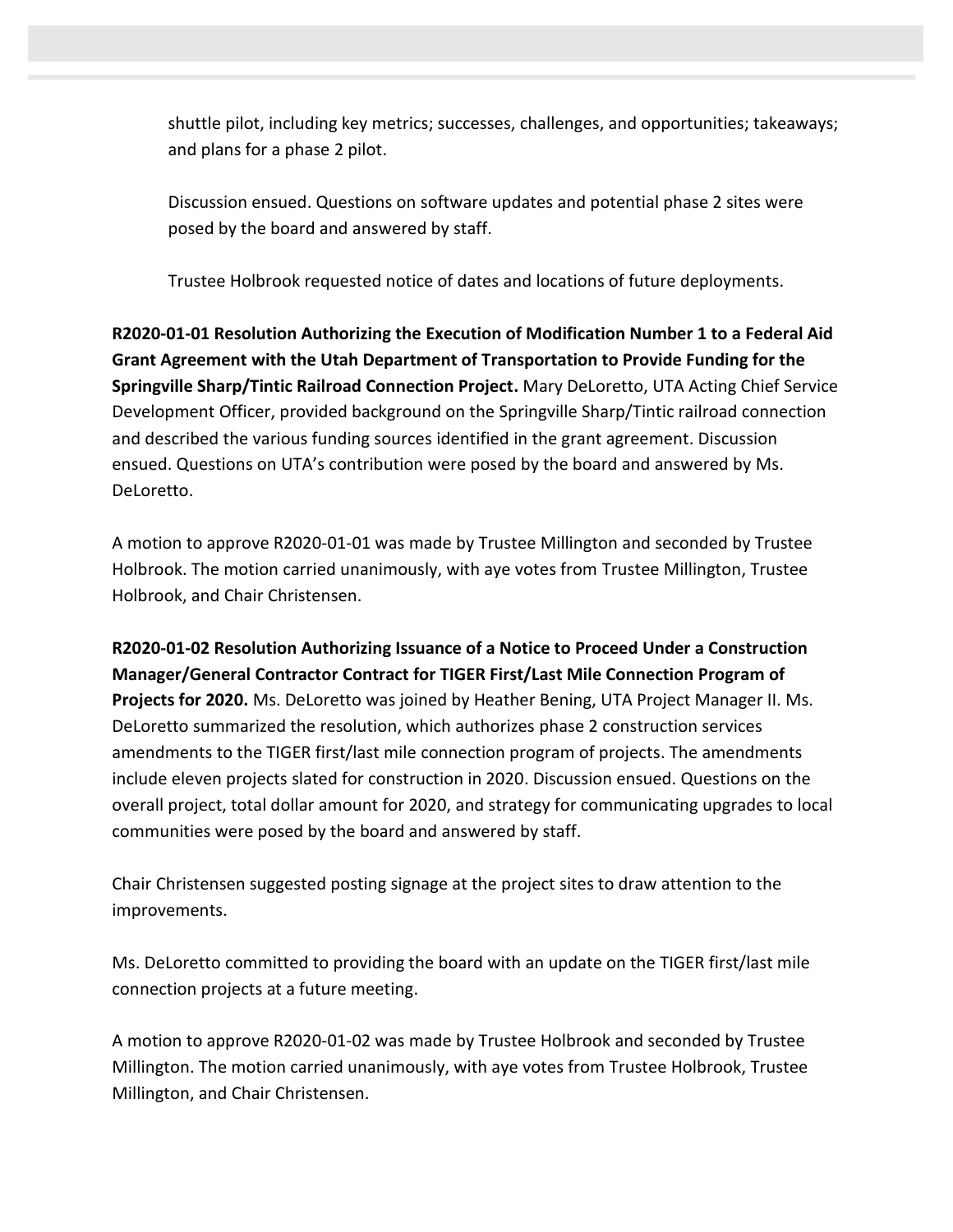shuttle pilot, including key metrics; successes, challenges, and opportunities; takeaways; and plans for a phase 2 pilot.

Discussion ensued. Questions on software updates and potential phase 2 sites were posed by the board and answered by staff.

Trustee Holbrook requested notice of dates and locations of future deployments.

**R2020-01-01 Resolution Authorizing the Execution of Modification Number 1 to a Federal Aid Grant Agreement with the Utah Department of Transportation to Provide Funding for the Springville Sharp/Tintic Railroad Connection Project.** Mary DeLoretto, UTA Acting Chief Service Development Officer, provided background on the Springville Sharp/Tintic railroad connection and described the various funding sources identified in the grant agreement. Discussion ensued. Questions on UTA's contribution were posed by the board and answered by Ms. DeLoretto.

A motion to approve R2020-01-01 was made by Trustee Millington and seconded by Trustee Holbrook. The motion carried unanimously, with aye votes from Trustee Millington, Trustee Holbrook, and Chair Christensen.

**R2020-01-02 Resolution Authorizing Issuance of a Notice to Proceed Under a Construction Manager/General Contractor Contract for TIGER First/Last Mile Connection Program of Projects for 2020.** Ms. DeLoretto was joined by Heather Bening, UTA Project Manager II. Ms. DeLoretto summarized the resolution, which authorizes phase 2 construction services amendments to the TIGER first/last mile connection program of projects. The amendments include eleven projects slated for construction in 2020. Discussion ensued. Questions on the overall project, total dollar amount for 2020, and strategy for communicating upgrades to local communities were posed by the board and answered by staff.

Chair Christensen suggested posting signage at the project sites to draw attention to the improvements.

Ms. DeLoretto committed to providing the board with an update on the TIGER first/last mile connection projects at a future meeting.

A motion to approve R2020-01-02 was made by Trustee Holbrook and seconded by Trustee Millington. The motion carried unanimously, with aye votes from Trustee Holbrook, Trustee Millington, and Chair Christensen.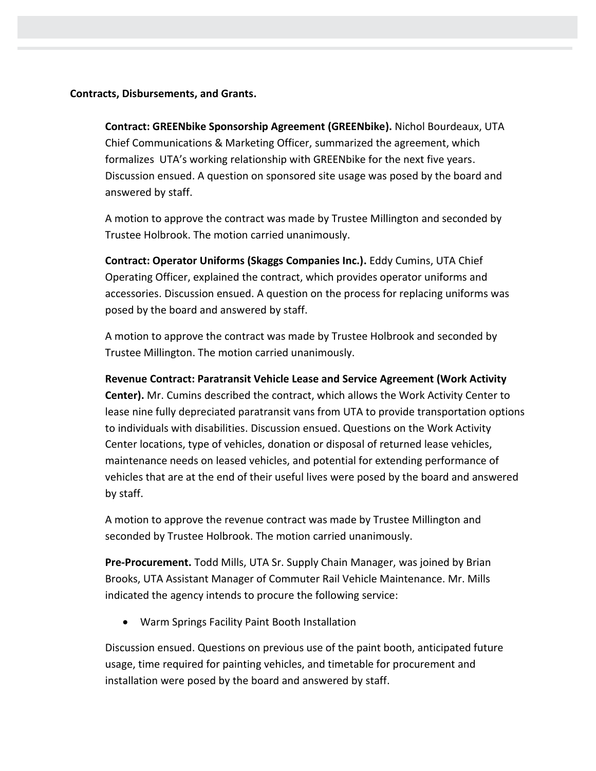**Contracts, Disbursements, and Grants.**

**Contract: GREENbike Sponsorship Agreement (GREENbike).** Nichol Bourdeaux, UTA Chief Communications & Marketing Officer, summarized the agreement, which formalizes UTA's working relationship with GREENbike for the next five years. Discussion ensued. A question on sponsored site usage was posed by the board and answered by staff.

A motion to approve the contract was made by Trustee Millington and seconded by Trustee Holbrook. The motion carried unanimously.

**Contract: Operator Uniforms (Skaggs Companies Inc.).** Eddy Cumins, UTA Chief Operating Officer, explained the contract, which provides operator uniforms and accessories. Discussion ensued. A question on the process for replacing uniforms was posed by the board and answered by staff.

A motion to approve the contract was made by Trustee Holbrook and seconded by Trustee Millington. The motion carried unanimously.

**Revenue Contract: Paratransit Vehicle Lease and Service Agreement (Work Activity Center).** Mr. Cumins described the contract, which allows the Work Activity Center to lease nine fully depreciated paratransit vans from UTA to provide transportation options to individuals with disabilities. Discussion ensued. Questions on the Work Activity Center locations, type of vehicles, donation or disposal of returned lease vehicles, maintenance needs on leased vehicles, and potential for extending performance of vehicles that are at the end of their useful lives were posed by the board and answered by staff.

A motion to approve the revenue contract was made by Trustee Millington and seconded by Trustee Holbrook. The motion carried unanimously.

**Pre-Procurement.** Todd Mills, UTA Sr. Supply Chain Manager, was joined by Brian Brooks, UTA Assistant Manager of Commuter Rail Vehicle Maintenance. Mr. Mills indicated the agency intends to procure the following service:

- Warm Springs Facility Paint Booth Installation

Discussion ensued. Questions on previous use of the paint booth, anticipated future usage, time required for painting vehicles, and timetable for procurement and installation were posed by the board and answered by staff.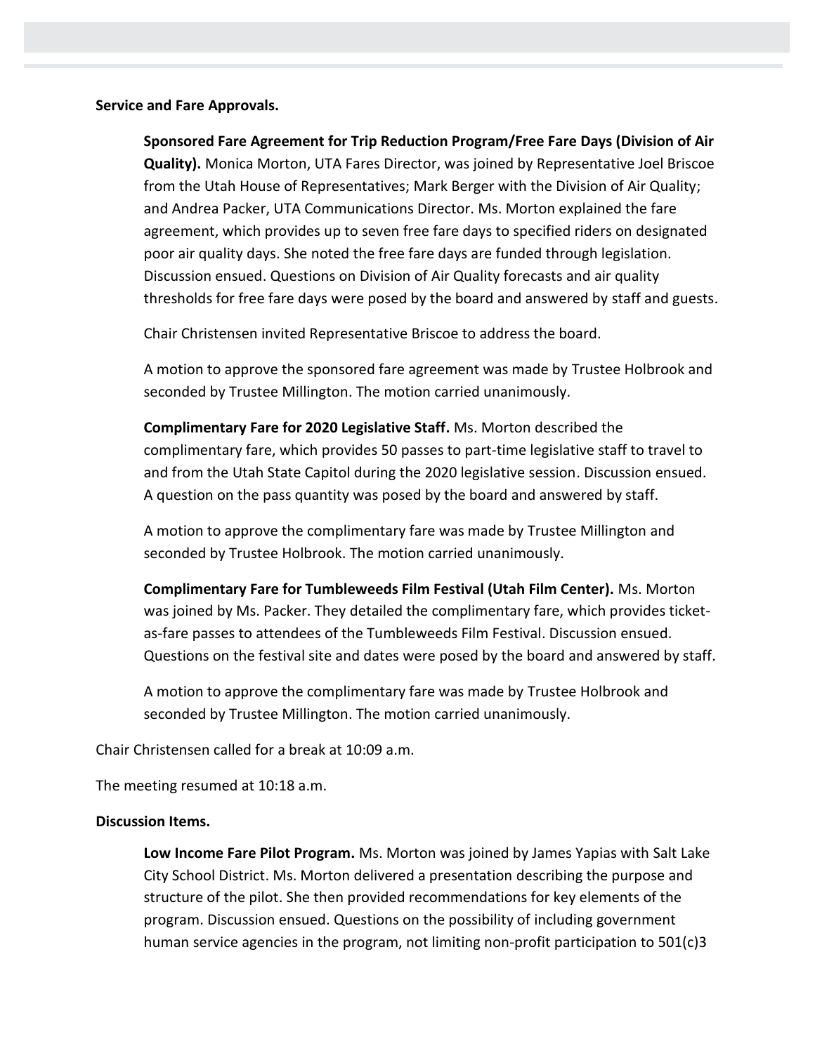**Service and Fare Approvals.**

**Sponsored Fare Agreement for Trip Reduction Program/Free Fare Days (Division of Air Quality).** Monica Morton, UTA Fares Director, was joined by Representative Joel Briscoe from the Utah House of Representatives; Mark Berger with the Division of Air Quality; and Andrea Packer, UTA Communications Director. Ms. Morton explained the fare agreement, which provides up to seven free fare days to specified riders on designated poor air quality days. She noted the free fare days are funded through legislation. Discussion ensued. Questions on Division of Air Quality forecasts and air quality thresholds for free fare days were posed by the board and answered by staff and guests.

Chair Christensen invited Representative Briscoe to address the board.

A motion to approve the sponsored fare agreement was made by Trustee Holbrook and seconded by Trustee Millington. The motion carried unanimously.

**Complimentary Fare for 2020 Legislative Staff.** Ms. Morton described the complimentary fare, which provides 50 passes to part-time legislative staff to travel to and from the Utah State Capitol during the 2020 legislative session. Discussion ensued. A question on the pass quantity was posed by the board and answered by staff.

A motion to approve the complimentary fare was made by Trustee Millington and seconded by Trustee Holbrook. The motion carried unanimously.

**Complimentary Fare for Tumbleweeds Film Festival (Utah Film Center).** Ms. Morton was joined by Ms. Packer. They detailed the complimentary fare, which provides ticket-as-fare passes to attendees of the Tumbleweeds Film Festival. Discussion ensued. Questions on the festival site and dates were posed by the board and answered by staff.

A motion to approve the complimentary fare was made by Trustee Holbrook and seconded by Trustee Millington. The motion carried unanimously.

Chair Christensen called for a break at 10:09 a.m.

The meeting resumed at 10:18 a.m.

**Discussion Items.**

**Low Income Fare Pilot Program.** Ms. Morton was joined by James Yapias with Salt Lake City School District. Ms. Morton delivered a presentation describing the purpose and structure of the pilot. She then provided recommendations for key elements of the program. Discussion ensued. Questions on the possibility of including government human service agencies in the program, not limiting non-profit participation to 501(c)3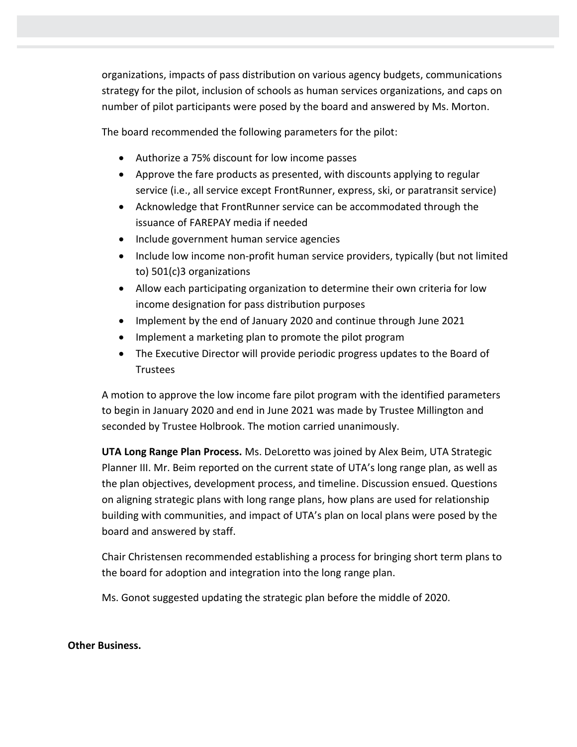organizations, impacts of pass distribution on various agency budgets, communications strategy for the pilot, inclusion of schools as human services organizations, and caps on number of pilot participants were posed by the board and answered by Ms. Morton.

The board recommended the following parameters for the pilot:

- Authorize a 75% discount for low income passes
- Approve the fare products as presented, with discounts applying to regular service (i.e., all service except FrontRunner, express, ski, or paratransit service)
- Acknowledge that FrontRunner service can be accommodated through the issuance of FAREPAY media if needed
- Include government human service agencies
- Include low income non-profit human service providers, typically (but not limited to) 501(c)3 organizations
- Allow each participating organization to determine their own criteria for low income designation for pass distribution purposes
- Implement by the end of January 2020 and continue through June 2021
- Implement a marketing plan to promote the pilot program
- The Executive Director will provide periodic progress updates to the Board of Trustees

A motion to approve the low income fare pilot program with the identified parameters to begin in January 2020 and end in June 2021 was made by Trustee Millington and seconded by Trustee Holbrook. The motion carried unanimously.

**UTA Long Range Plan Process.** Ms. DeLoretto was joined by Alex Beim, UTA Strategic Planner III. Mr. Beim reported on the current state of UTA's long range plan, as well as the plan objectives, development process, and timeline. Discussion ensued. Questions on aligning strategic plans with long range plans, how plans are used for relationship building with communities, and impact of UTA's plan on local plans were posed by the board and answered by staff.

Chair Christensen recommended establishing a process for bringing short term plans to the board for adoption and integration into the long range plan.

Ms. Gonot suggested updating the strategic plan before the middle of 2020.

**Other Business.**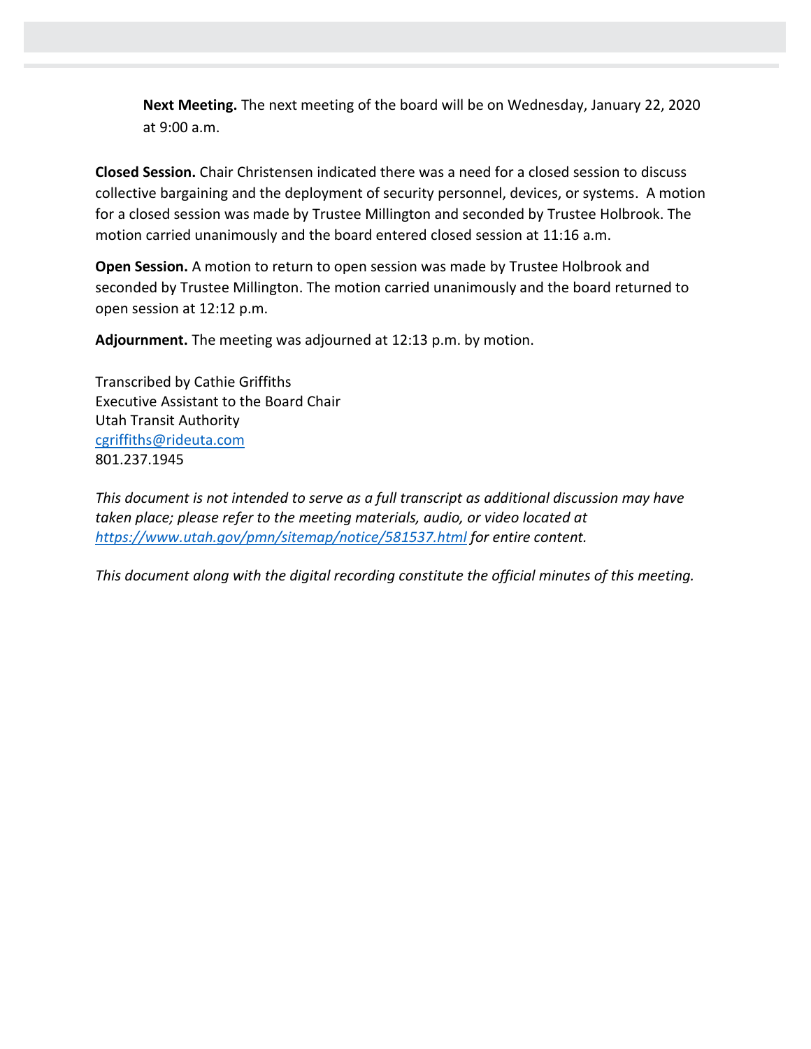**Next Meeting.** The next meeting of the board will be on Wednesday, January 22, 2020 at 9:00 a.m.

**Closed Session.** Chair Christensen indicated there was a need for a closed session to discuss collective bargaining and the deployment of security personnel, devices, or systems. A motion for a closed session was made by Trustee Millington and seconded by Trustee Holbrook. The motion carried unanimously and the board entered closed session at 11:16 a.m.

**Open Session.** A motion to return to open session was made by Trustee Holbrook and seconded by Trustee Millington. The motion carried unanimously and the board returned to open session at 12:12 p.m.

**Adjournment.** The meeting was adjourned at 12:13 p.m. by motion.

Transcribed by Cathie Griffiths
Executive Assistant to the Board Chair
Utah Transit Authority
cgriffiths@rideuta.com
801.237.1945

*This document is not intended to serve as a full transcript as additional discussion may have taken place; please refer to the meeting materials, audio, or video located at https://www.utah.gov/pmn/sitemap/notice/581537.html for entire content.*

*This document along with the digital recording constitute the official minutes of this meeting.*